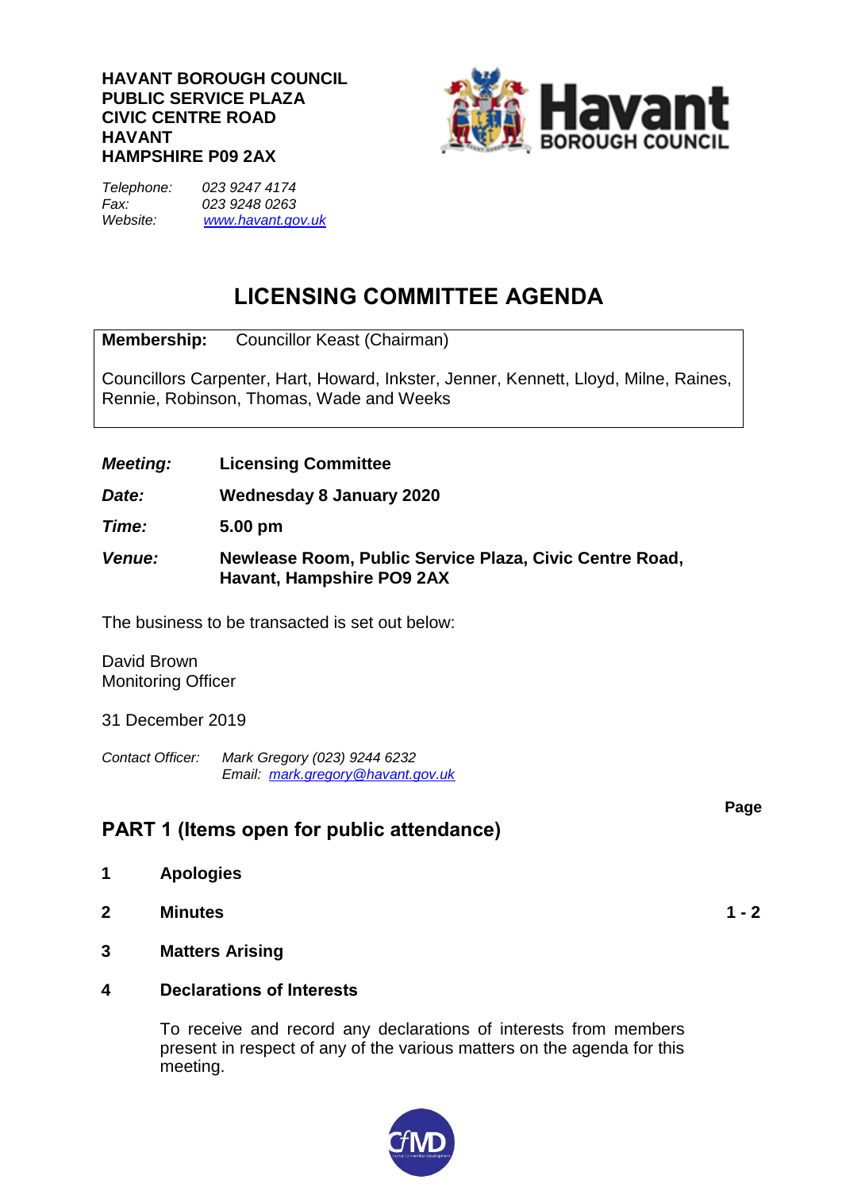**HAVANT BOROUGH COUNCIL**
**PUBLIC SERVICE PLAZA**
**CIVIC CENTRE ROAD**
**HAVANT**
**HAMPSHIRE P09 2AX**

*Telephone:* *023 9247 4174*
*Fax:* *023 9248 0263*
*Website:* *www.havant.gov.uk*

# LICENSING COMMITTEE AGENDA

**Membership:** Councillor Keast (Chairman)

Councillors Carpenter, Hart, Howard, Inkster, Jenner, Kennett, Lloyd, Milne, Raines, Rennie, Robinson, Thomas, Wade and Weeks

***Meeting:*** **Licensing Committee**

***Date:*** **Wednesday 8 January 2020**

***Time:*** **5.00 pm**

***Venue:*** **Newlease Room, Public Service Plaza, Civic Centre Road, Havant, Hampshire PO9 2AX**

The business to be transacted is set out below:

David Brown
Monitoring Officer

31 December 2019

*Contact Officer:* *Mark Gregory (023) 9244 6232*
*Email: mark.gregory@havant.gov.uk*

## PART 1 (Items open for public attendance)

| | | Page |
|---|---|---|
| **1** | **Apologies** | |
| **2** | **Minutes** | **1 - 2** |
| **3** | **Matters Arising** | |
| **4** | **Declarations of Interests** | |

To receive and record any declarations of interests from members present in respect of any of the various matters on the agenda for this meeting.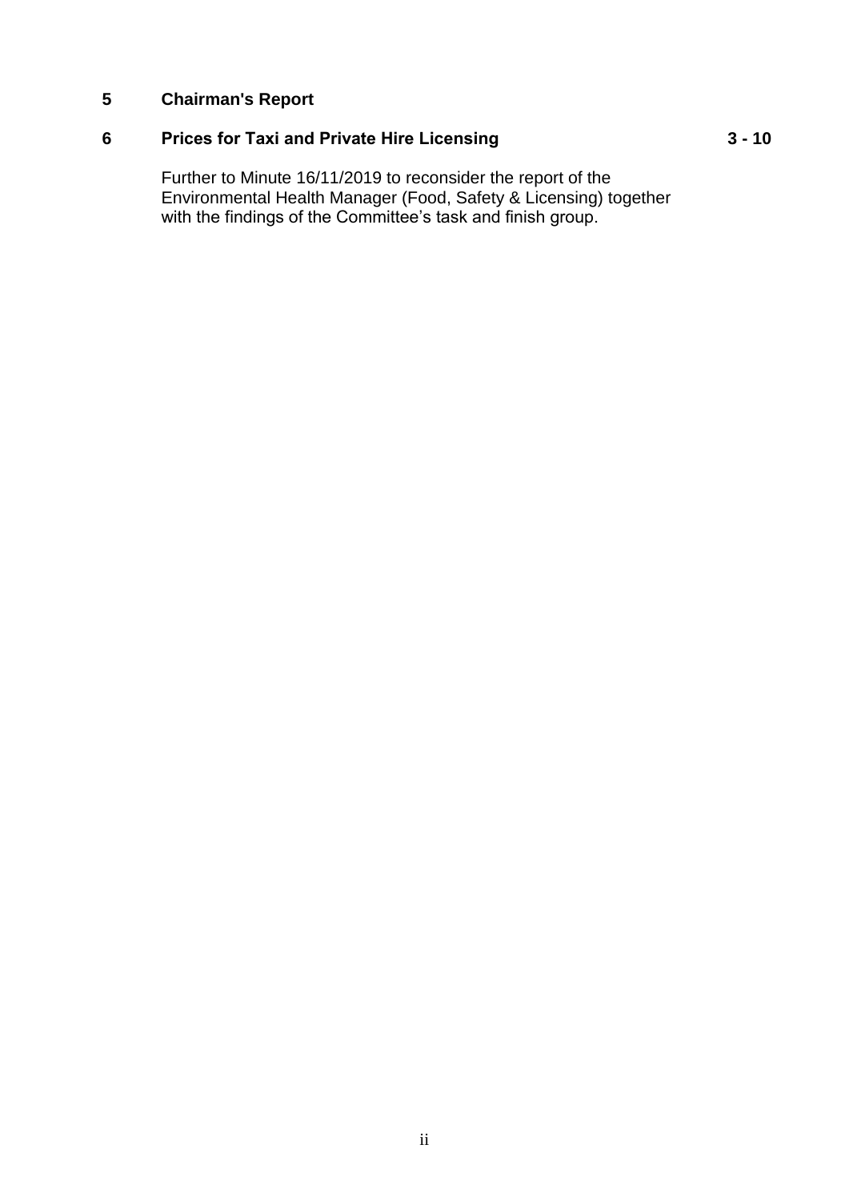**5 Chairman's Report**

**6 Prices for Taxi and Private Hire Licensing** **3 - 10**

Further to Minute 16/11/2019 to reconsider the report of the Environmental Health Manager (Food, Safety & Licensing) together with the findings of the Committee's task and finish group.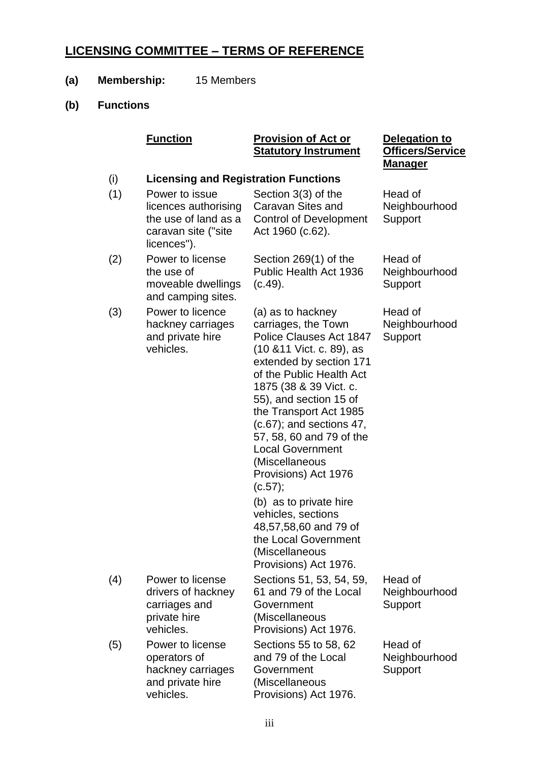## LICENSING COMMITTEE – TERMS OF REFERENCE

**(a) Membership:** 15 Members

**(b) Functions**

| | Function | Provision of Act or Statutory Instrument | Delegation to Officers/Service Manager |
|---|---|---|---|
| (i) | **Licensing and Registration Functions** | | |
| (1) | Power to issue licences authorising the use of land as a caravan site ("site licences"). | Section 3(3) of the Caravan Sites and Control of Development Act 1960 (c.62). | Head of Neighbourhood Support |
| (2) | Power to license the use of moveable dwellings and camping sites. | Section 269(1) of the Public Health Act 1936 (c.49). | Head of Neighbourhood Support |
| (3) | Power to licence hackney carriages and private hire vehicles. | (a) as to hackney carriages, the Town Police Clauses Act 1847 (10 &11 Vict. c. 89), as extended by section 171 of the Public Health Act 1875 (38 & 39 Vict. c. 55), and section 15 of the Transport Act 1985 (c.67); and sections 47, 57, 58, 60 and 79 of the Local Government (Miscellaneous Provisions) Act 1976 (c.57); (b) as to private hire vehicles, sections 48,57,58,60 and 79 of the Local Government (Miscellaneous Provisions) Act 1976. | Head of Neighbourhood Support |
| (4) | Power to license drivers of hackney carriages and private hire vehicles. | Sections 51, 53, 54, 59, 61 and 79 of the Local Government (Miscellaneous Provisions) Act 1976. | Head of Neighbourhood Support |
| (5) | Power to license operators of hackney carriages and private hire vehicles. | Sections 55 to 58, 62 and 79 of the Local Government (Miscellaneous Provisions) Act 1976. | Head of Neighbourhood Support |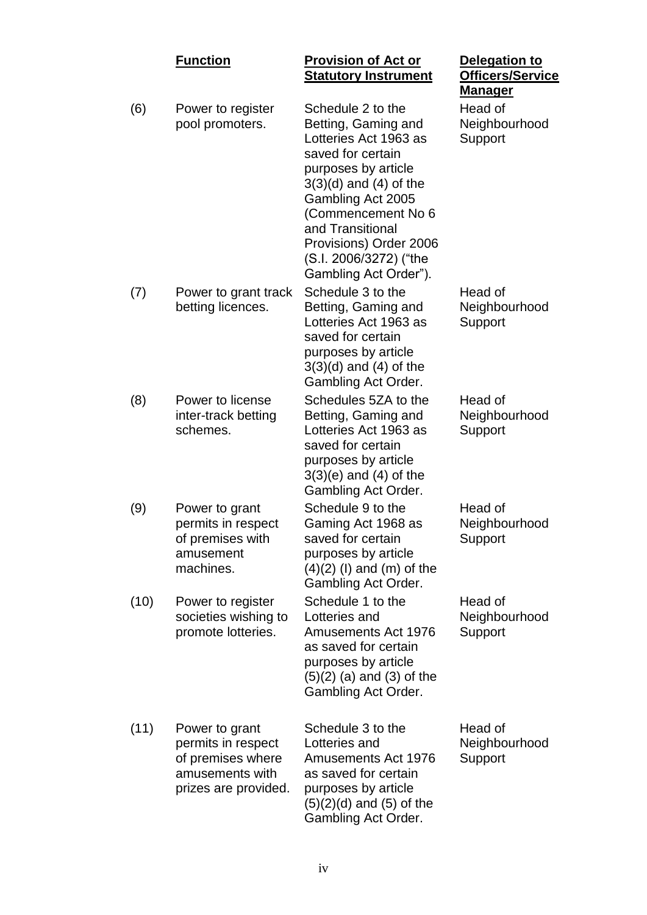| | Function | Provision of Act or Statutory Instrument | Delegation to Officers/Service Manager |
|---|---|---|---|
| (6) | Power to register pool promoters. | Schedule 2 to the Betting, Gaming and Lotteries Act 1963 as saved for certain purposes by article 3(3)(d) and (4) of the Gambling Act 2005 (Commencement No 6 and Transitional Provisions) Order 2006 (S.I. 2006/3272) ("the Gambling Act Order"). | Head of Neighbourhood Support |
| (7) | Power to grant track betting licences. | Schedule 3 to the Betting, Gaming and Lotteries Act 1963 as saved for certain purposes by article 3(3)(d) and (4) of the Gambling Act Order. | Head of Neighbourhood Support |
| (8) | Power to license inter-track betting schemes. | Schedules 5ZA to the Betting, Gaming and Lotteries Act 1963 as saved for certain purposes by article 3(3)(e) and (4) of the Gambling Act Order. | Head of Neighbourhood Support |
| (9) | Power to grant permits in respect of premises with amusement machines. | Schedule 9 to the Gaming Act 1968 as saved for certain purposes by article (4)(2) (l) and (m) of the Gambling Act Order. | Head of Neighbourhood Support |
| (10) | Power to register societies wishing to promote lotteries. | Schedule 1 to the Lotteries and Amusements Act 1976 as saved for certain purposes by article (5)(2) (a) and (3) of the Gambling Act Order. | Head of Neighbourhood Support |
| (11) | Power to grant permits in respect of premises where amusements with prizes are provided. | Schedule 3 to the Lotteries and Amusements Act 1976 as saved for certain purposes by article (5)(2)(d) and (5) of the Gambling Act Order. | Head of Neighbourhood Support |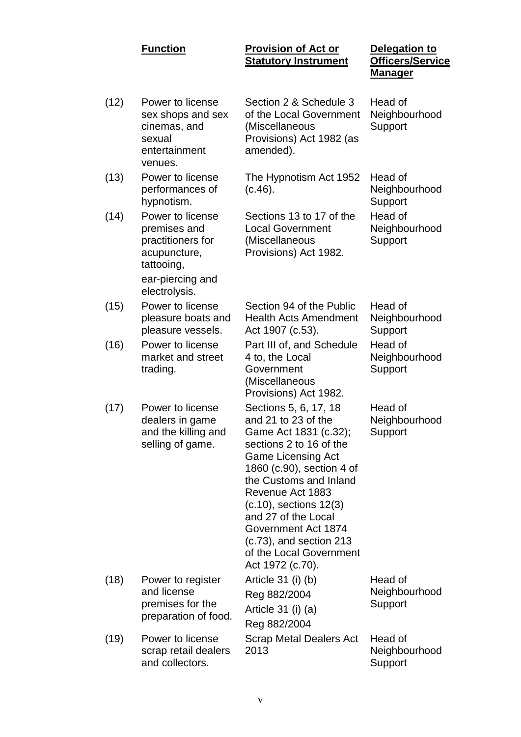| | Function | Provision of Act or Statutory Instrument | Delegation to Officers/Service Manager |
|---|---|---|---|
| (12) | Power to license sex shops and sex cinemas, and sexual entertainment venues. | Section 2 & Schedule 3 of the Local Government (Miscellaneous Provisions) Act 1982 (as amended). | Head of Neighbourhood Support |
| (13) | Power to license performances of hypnotism. | The Hypnotism Act 1952 (c.46). | Head of Neighbourhood Support |
| (14) | Power to license premises and practitioners for acupuncture, tattooing, ear-piercing and electrolysis. | Sections 13 to 17 of the Local Government (Miscellaneous Provisions) Act 1982. | Head of Neighbourhood Support |
| (15) | Power to license pleasure boats and pleasure vessels. | Section 94 of the Public Health Acts Amendment Act 1907 (c.53). | Head of Neighbourhood Support |
| (16) | Power to license market and street trading. | Part III of, and Schedule 4 to, the Local Government (Miscellaneous Provisions) Act 1982. | Head of Neighbourhood Support |
| (17) | Power to license dealers in game and the killing and selling of game. | Sections 5, 6, 17, 18 and 21 to 23 of the Game Act 1831 (c.32); sections 2 to 16 of the Game Licensing Act 1860 (c.90), section 4 of the Customs and Inland Revenue Act 1883 (c.10), sections 12(3) and 27 of the Local Government Act 1874 (c.73), and section 213 of the Local Government Act 1972 (c.70). | Head of Neighbourhood Support |
| (18) | Power to register and license premises for the preparation of food. | Article 31 (i) (b) Reg 882/2004 Article 31 (i) (a) Reg 882/2004 | Head of Neighbourhood Support |
| (19) | Power to license scrap retail dealers and collectors. | Scrap Metal Dealers Act 2013 | Head of Neighbourhood Support |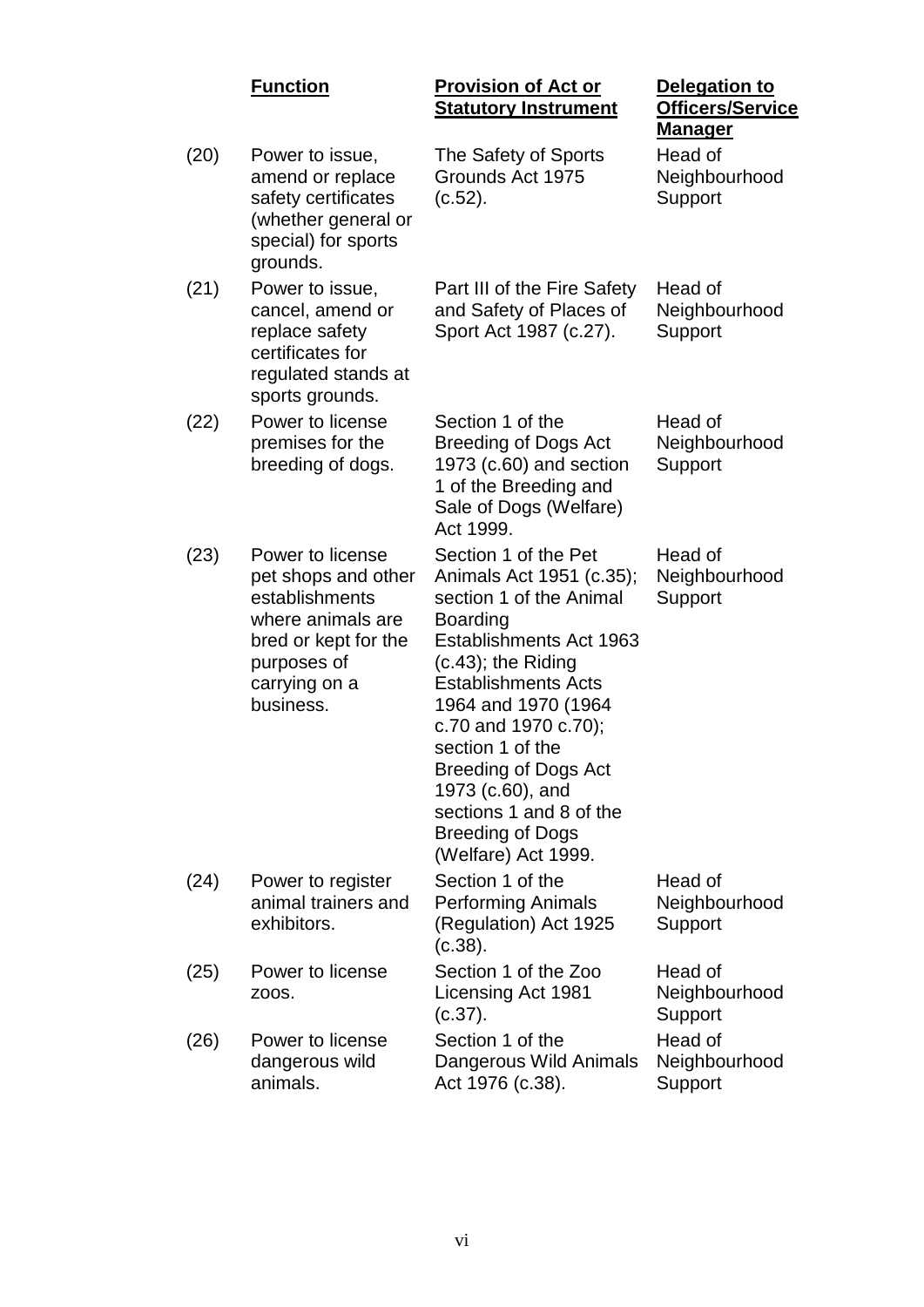| | Function | Provision of Act or Statutory Instrument | Delegation to Officers/Service Manager |
|---|---|---|---|
| (20) | Power to issue, amend or replace safety certificates (whether general or special) for sports grounds. | The Safety of Sports Grounds Act 1975 (c.52). | Head of Neighbourhood Support |
| (21) | Power to issue, cancel, amend or replace safety certificates for regulated stands at sports grounds. | Part III of the Fire Safety and Safety of Places of Sport Act 1987 (c.27). | Head of Neighbourhood Support |
| (22) | Power to license premises for the breeding of dogs. | Section 1 of the Breeding of Dogs Act 1973 (c.60) and section 1 of the Breeding and Sale of Dogs (Welfare) Act 1999. | Head of Neighbourhood Support |
| (23) | Power to license pet shops and other establishments where animals are bred or kept for the purposes of carrying on a business. | Section 1 of the Pet Animals Act 1951 (c.35); section 1 of the Animal Boarding Establishments Act 1963 (c.43); the Riding Establishments Acts 1964 and 1970 (1964 c.70 and 1970 c.70); section 1 of the Breeding of Dogs Act 1973 (c.60), and sections 1 and 8 of the Breeding of Dogs (Welfare) Act 1999. | Head of Neighbourhood Support |
| (24) | Power to register animal trainers and exhibitors. | Section 1 of the Performing Animals (Regulation) Act 1925 (c.38). | Head of Neighbourhood Support |
| (25) | Power to license zoos. | Section 1 of the Zoo Licensing Act 1981 (c.37). | Head of Neighbourhood Support |
| (26) | Power to license dangerous wild animals. | Section 1 of the Dangerous Wild Animals Act 1976 (c.38). | Head of Neighbourhood Support |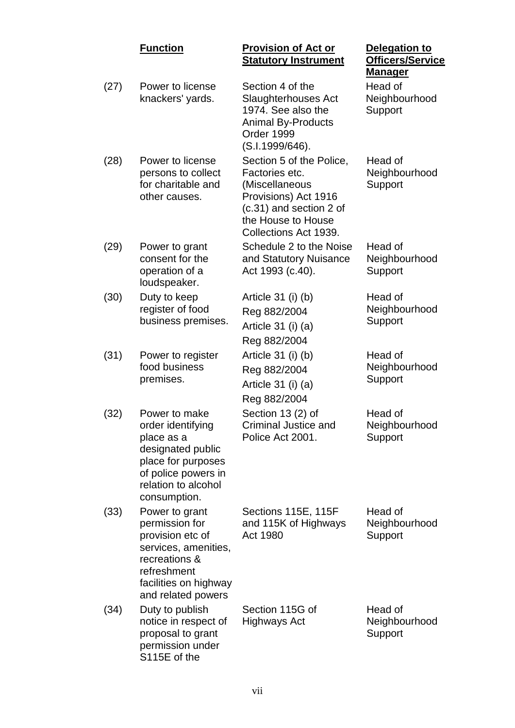| | Function | Provision of Act or Statutory Instrument | Delegation to Officers/Service Manager |
|---|---|---|---|
| (27) | Power to license knackers' yards. | Section 4 of the Slaughterhouses Act 1974. See also the Animal By-Products Order 1999 (S.I.1999/646). | Head of Neighbourhood Support |
| (28) | Power to license persons to collect for charitable and other causes. | Section 5 of the Police, Factories etc. (Miscellaneous Provisions) Act 1916 (c.31) and section 2 of the House to House Collections Act 1939. | Head of Neighbourhood Support |
| (29) | Power to grant consent for the operation of a loudspeaker. | Schedule 2 to the Noise and Statutory Nuisance Act 1993 (c.40). | Head of Neighbourhood Support |
| (30) | Duty to keep register of food business premises. | Article 31 (i) (b) Reg 882/2004 Article 31 (i) (a) Reg 882/2004 | Head of Neighbourhood Support |
| (31) | Power to register food business premises. | Article 31 (i) (b) Reg 882/2004 Article 31 (i) (a) Reg 882/2004 | Head of Neighbourhood Support |
| (32) | Power to make order identifying place as a designated public place for purposes of police powers in relation to alcohol consumption. | Section 13 (2) of Criminal Justice and Police Act 2001. | Head of Neighbourhood Support |
| (33) | Power to grant permission for provision etc of services, amenities, recreations & refreshment facilities on highway and related powers | Sections 115E, 115F and 115K of Highways Act 1980 | Head of Neighbourhood Support |
| (34) | Duty to publish notice in respect of proposal to grant permission under S115E of the | Section 115G of Highways Act | Head of Neighbourhood Support |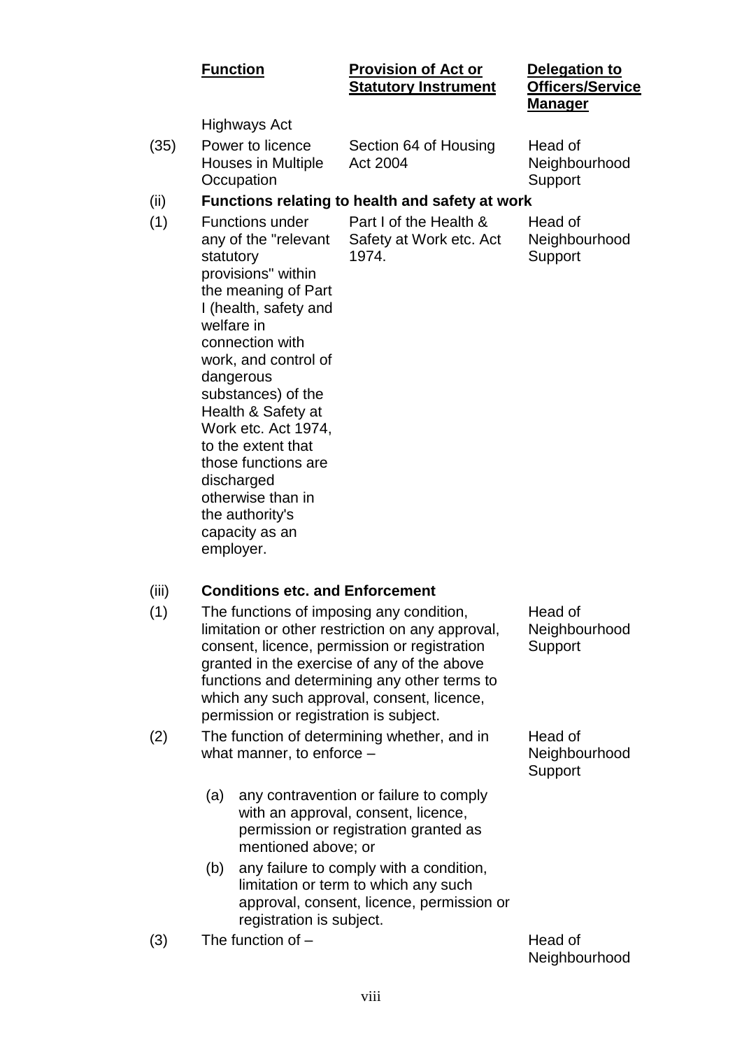| | Function | Provision of Act or Statutory Instrument | Delegation to Officers/Service Manager |
|---|---|---|---|
| | Highways Act | | |
| (35) | Power to licence Houses in Multiple Occupation | Section 64 of Housing Act 2004 | Head of Neighbourhood Support |
| (ii) | **Functions relating to health and safety at work** | | |
| (1) | Functions under any of the "relevant statutory provisions" within the meaning of Part I (health, safety and welfare in connection with work, and control of dangerous substances) of the Health & Safety at Work etc. Act 1974, to the extent that those functions are discharged otherwise than in the authority's capacity as an employer. | Part I of the Health & Safety at Work etc. Act 1974. | Head of Neighbourhood Support |

(iii) **Conditions etc. and Enforcement**

| | Function | Delegation to Officers/Service Manager |
|---|---|---|
| (1) | The functions of imposing any condition, limitation or other restriction on any approval, consent, licence, permission or registration granted in the exercise of any of the above functions and determining any other terms to which any such approval, consent, licence, permission or registration is subject. | Head of Neighbourhood Support |
| (2) | The function of determining whether, and in what manner, to enforce –<br>(a) any contravention or failure to comply with an approval, consent, licence, permission or registration granted as mentioned above; or<br>(b) any failure to comply with a condition, limitation or term to which any such approval, consent, licence, permission or registration is subject. | Head of Neighbourhood Support |
| (3) | The function of – | Head of Neighbourhood |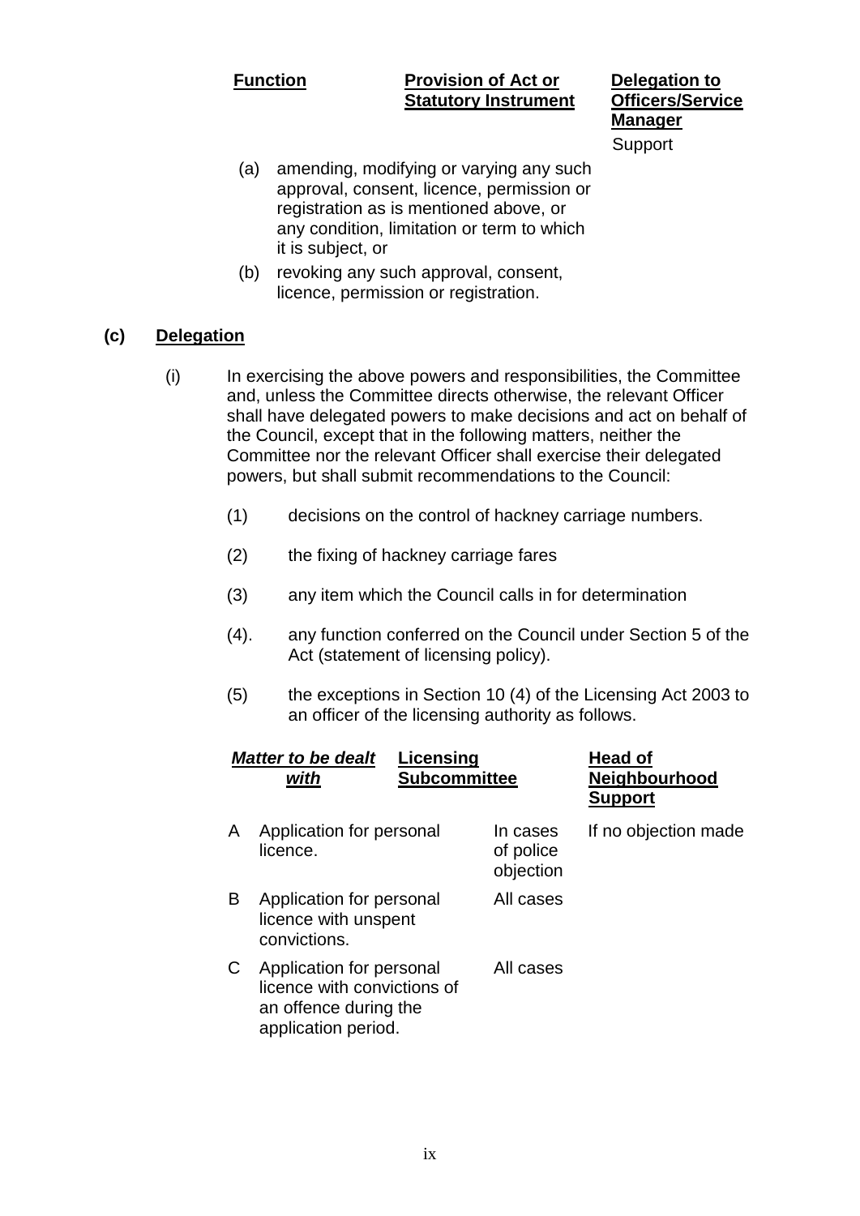| Function | Provision of Act or Statutory Instrument | Delegation to Officers/Service Manager |
|---|---|---|
| | | Support |

(a) amending, modifying or varying any such approval, consent, licence, permission or registration as is mentioned above, or any condition, limitation or term to which it is subject, or

(b) revoking any such approval, consent, licence, permission or registration.

**(c) Delegation**

(i) In exercising the above powers and responsibilities, the Committee and, unless the Committee directs otherwise, the relevant Officer shall have delegated powers to make decisions and act on behalf of the Council, except that in the following matters, neither the Committee nor the relevant Officer shall exercise their delegated powers, but shall submit recommendations to the Council:

(1) decisions on the control of hackney carriage numbers.

(2) the fixing of hackney carriage fares

(3) any item which the Council calls in for determination

(4). any function conferred on the Council under Section 5 of the Act (statement of licensing policy).

(5) the exceptions in Section 10 (4) of the Licensing Act 2003 to an officer of the licensing authority as follows.

| | *Matter to be dealt with* | Licensing Subcommittee | Head of Neighbourhood Support |
|---|---|---|---|
| A | Application for personal licence. | In cases of police objection | If no objection made |
| B | Application for personal licence with unspent convictions. | All cases | |
| C | Application for personal licence with convictions of an offence during the application period. | All cases | |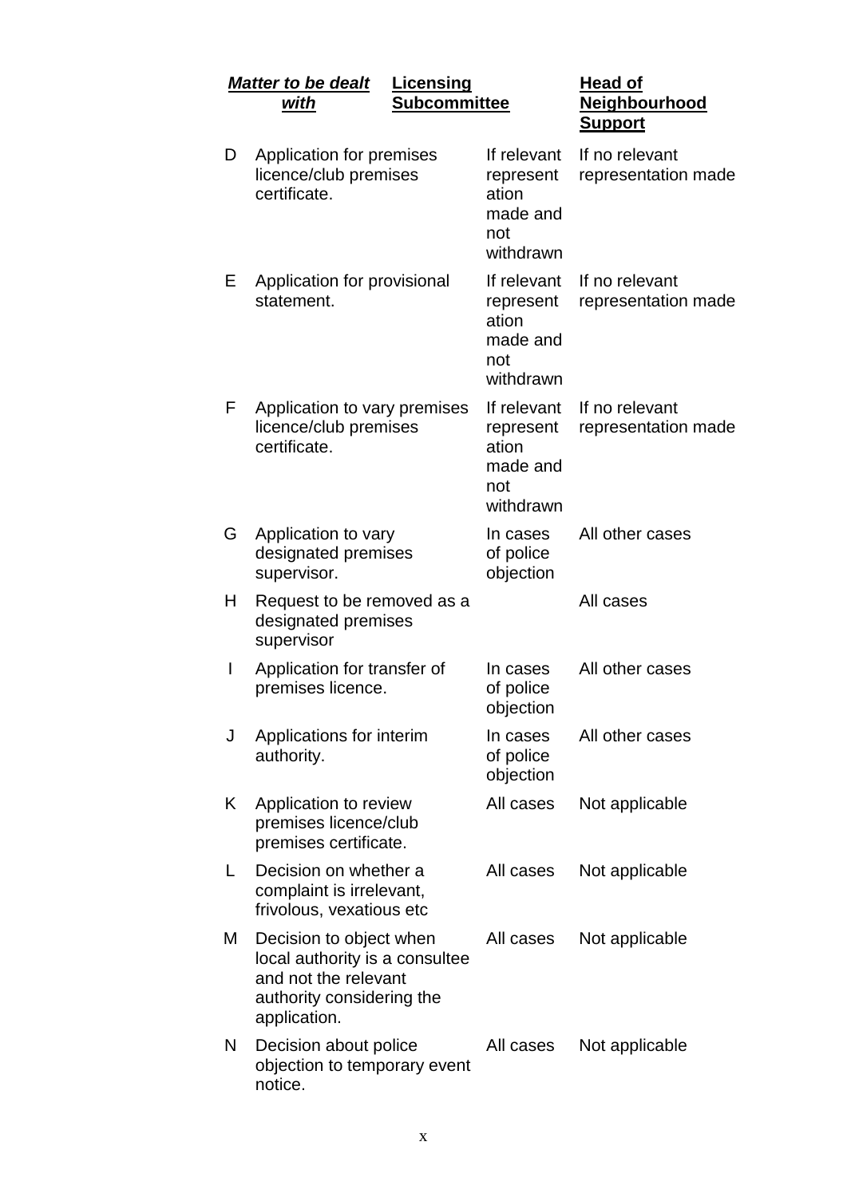| | *Matter to be dealt with* | Licensing Subcommittee | Head of Neighbourhood Support |
|---|---|---|---|
| D | Application for premises licence/club premises certificate. | If relevant representation made and not withdrawn | If no relevant representation made |
| E | Application for provisional statement. | If relevant representation made and not withdrawn | If no relevant representation made |
| F | Application to vary premises licence/club premises certificate. | If relevant representation made and not withdrawn | If no relevant representation made |
| G | Application to vary designated premises supervisor. | In cases of police objection | All other cases |
| H | Request to be removed as a designated premises supervisor | | All cases |
| I | Application for transfer of premises licence. | In cases of police objection | All other cases |
| J | Applications for interim authority. | In cases of police objection | All other cases |
| K | Application to review premises licence/club premises certificate. | All cases | Not applicable |
| L | Decision on whether a complaint is irrelevant, frivolous, vexatious etc | All cases | Not applicable |
| M | Decision to object when local authority is a consultee and not the relevant authority considering the application. | All cases | Not applicable |
| N | Decision about police objection to temporary event notice. | All cases | Not applicable |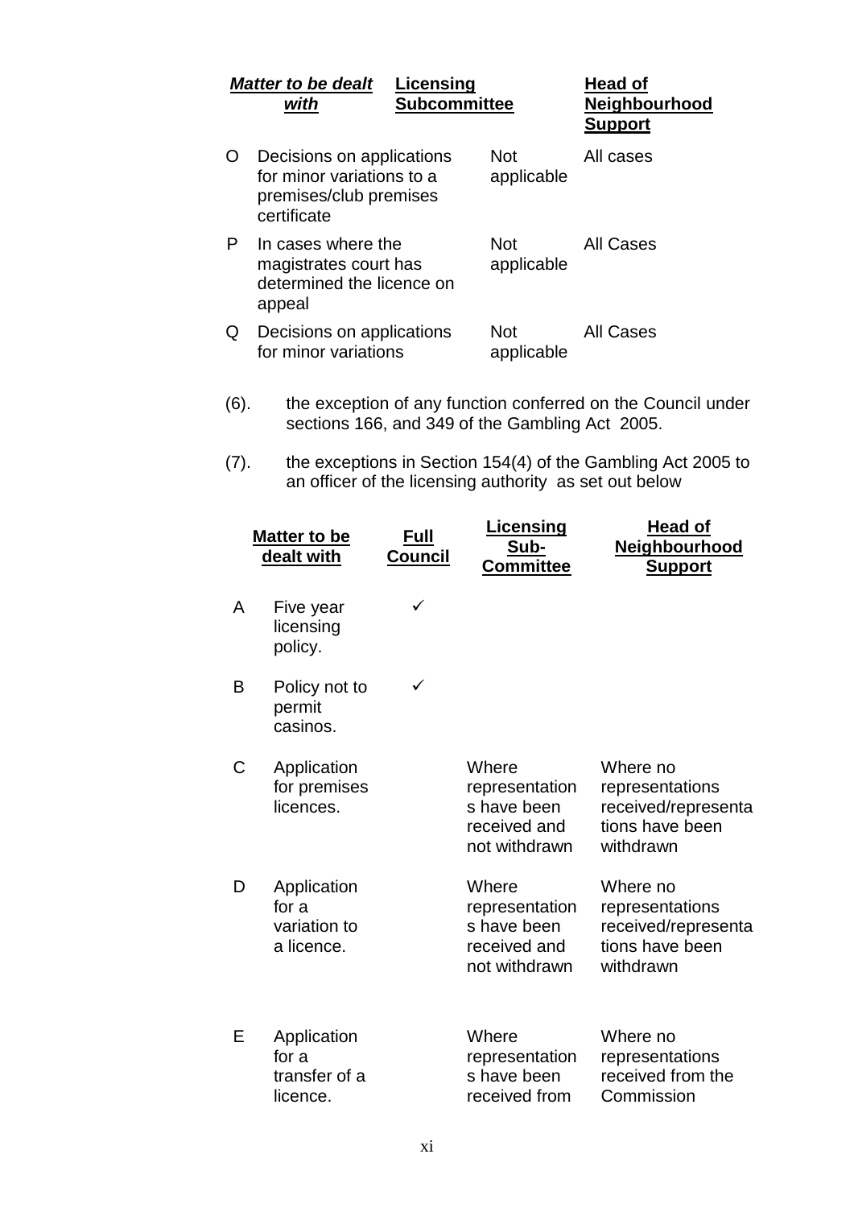| | *Matter to be dealt with* | Licensing Subcommittee | Head of Neighbourhood Support |
|---|---|---|---|
| O | Decisions on applications for minor variations to a premises/club premises certificate | Not applicable | All cases |
| P | In cases where the magistrates court has determined the licence on appeal | Not applicable | All Cases |
| Q | Decisions on applications for minor variations | Not applicable | All Cases |

(6). the exception of any function conferred on the Council under sections 166, and 349 of the Gambling Act 2005.

(7). the exceptions in Section 154(4) of the Gambling Act 2005 to an officer of the licensing authority as set out below

| | Matter to be dealt with | Full Council | Licensing Sub-Committee | Head of Neighbourhood Support |
|---|---|---|---|---|
| A | Five year licensing policy. | ✓ | | |
| B | Policy not to permit casinos. | ✓ | | |
| C | Application for premises licences. | | Where representations have been received and not withdrawn | Where no representations received/representations have been withdrawn |
| D | Application for a variation to a licence. | | Where representations have been received and not withdrawn | Where no representations received/representations have been withdrawn |
| E | Application for a transfer of a licence. | | Where representations have been received from | Where no representations received from the Commission |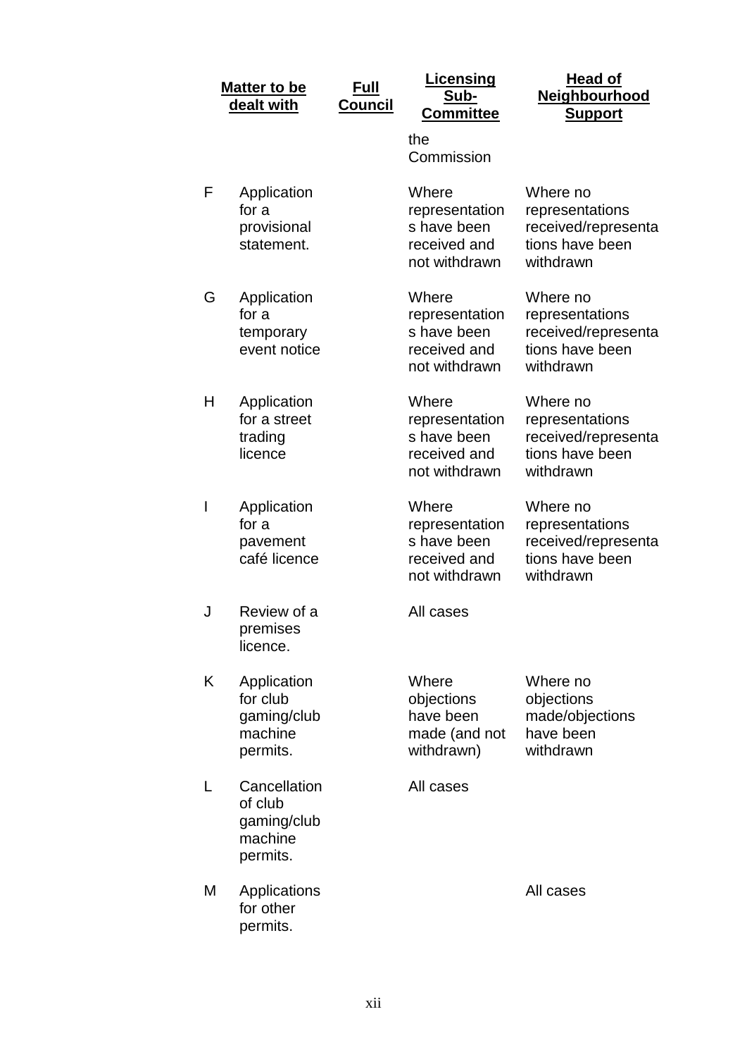| | Matter to be dealt with | Full Council | Licensing Sub-Committee | Head of Neighbourhood Support |
|---|---|---|---|---|
| | | | the Commission | |
| F | Application for a provisional statement. | | Where representations have been received and not withdrawn | Where no representations received/representations have been withdrawn |
| G | Application for a temporary event notice | | Where representations have been received and not withdrawn | Where no representations received/representations have been withdrawn |
| H | Application for a street trading licence | | Where representations have been received and not withdrawn | Where no representations received/representations have been withdrawn |
| I | Application for a pavement café licence | | Where representations have been received and not withdrawn | Where no representations received/representations have been withdrawn |
| J | Review of a premises licence. | | All cases | |
| K | Application for club gaming/club machine permits. | | Where objections have been made (and not withdrawn) | Where no objections made/objections have been withdrawn |
| L | Cancellation of club gaming/club machine permits. | | All cases | |
| M | Applications for other permits. | | | All cases |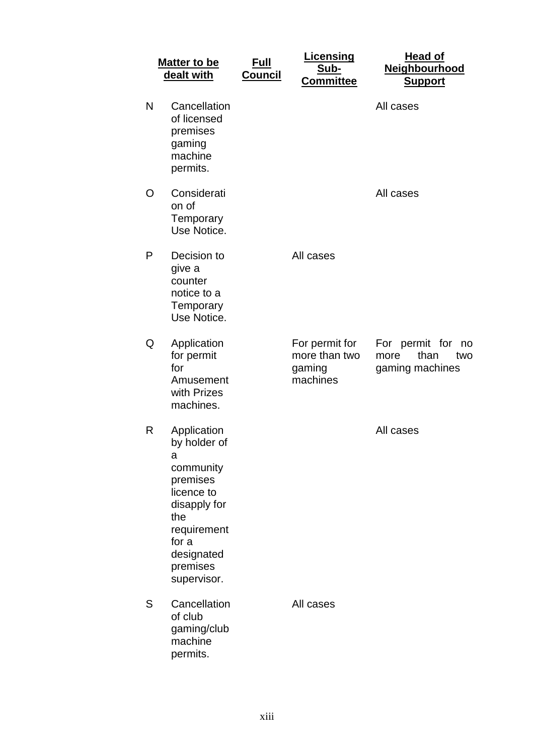| | Matter to be dealt with | Full Council | Licensing Sub-Committee | Head of Neighbourhood Support |
|---|---|---|---|---|
| N | Cancellation of licensed premises gaming machine permits. | | | All cases |
| O | Consideration of Temporary Use Notice. | | | All cases |
| P | Decision to give a counter notice to a Temporary Use Notice. | | All cases | |
| Q | Application for permit for Amusement with Prizes machines. | | For permit for more than two gaming machines | For permit for no more than two gaming machines |
| R | Application by holder of a community premises licence to disapply for the requirement for a designated premises supervisor. | | | All cases |
| S | Cancellation of club gaming/club machine permits. | | All cases | |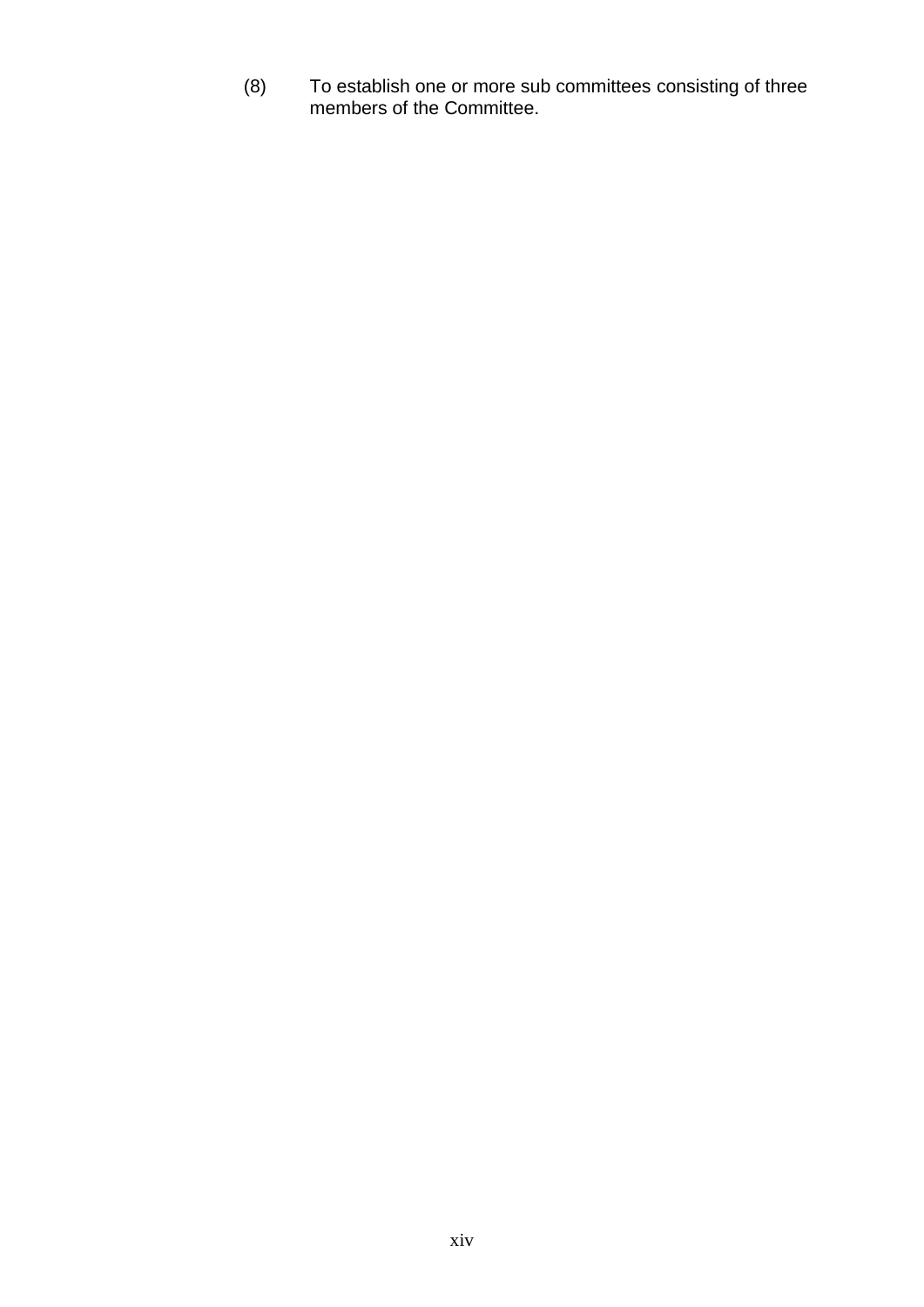(8) To establish one or more sub committees consisting of three members of the Committee.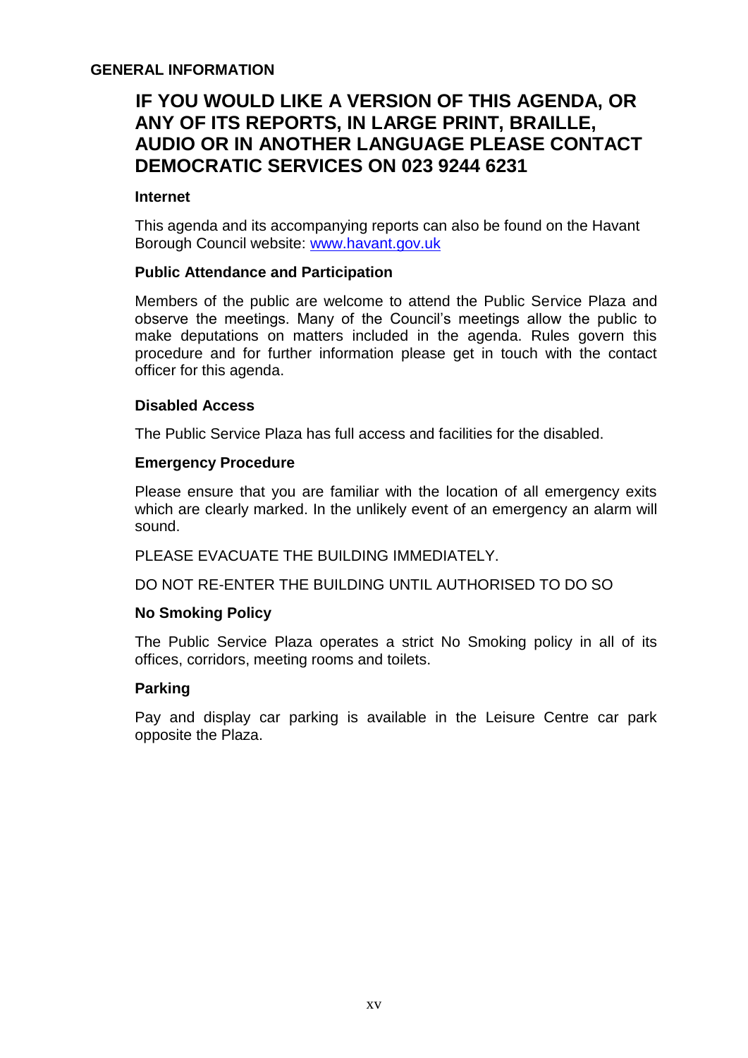## GENERAL INFORMATION

# IF YOU WOULD LIKE A VERSION OF THIS AGENDA, OR ANY OF ITS REPORTS, IN LARGE PRINT, BRAILLE, AUDIO OR IN ANOTHER LANGUAGE PLEASE CONTACT DEMOCRATIC SERVICES ON 023 9244 6231

### Internet

This agenda and its accompanying reports can also be found on the Havant Borough Council website: www.havant.gov.uk

### Public Attendance and Participation

Members of the public are welcome to attend the Public Service Plaza and observe the meetings. Many of the Council's meetings allow the public to make deputations on matters included in the agenda. Rules govern this procedure and for further information please get in touch with the contact officer for this agenda.

### Disabled Access

The Public Service Plaza has full access and facilities for the disabled.

### Emergency Procedure

Please ensure that you are familiar with the location of all emergency exits which are clearly marked. In the unlikely event of an emergency an alarm will sound.

PLEASE EVACUATE THE BUILDING IMMEDIATELY.

DO NOT RE-ENTER THE BUILDING UNTIL AUTHORISED TO DO SO

### No Smoking Policy

The Public Service Plaza operates a strict No Smoking policy in all of its offices, corridors, meeting rooms and toilets.

### Parking

Pay and display car parking is available in the Leisure Centre car park opposite the Plaza.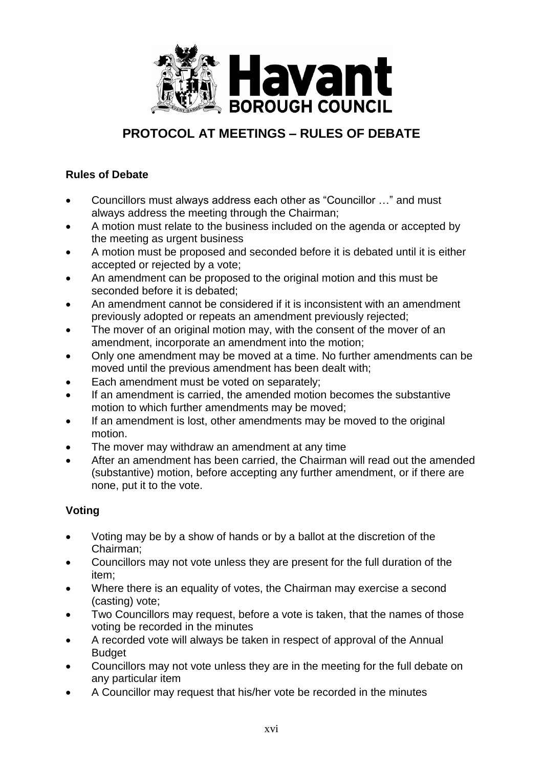# PROTOCOL AT MEETINGS – RULES OF DEBATE

## Rules of Debate

- Councillors must always address each other as "Councillor …" and must always address the meeting through the Chairman;
- A motion must relate to the business included on the agenda or accepted by the meeting as urgent business
- A motion must be proposed and seconded before it is debated until it is either accepted or rejected by a vote;
- An amendment can be proposed to the original motion and this must be seconded before it is debated;
- An amendment cannot be considered if it is inconsistent with an amendment previously adopted or repeats an amendment previously rejected;
- The mover of an original motion may, with the consent of the mover of an amendment, incorporate an amendment into the motion;
- Only one amendment may be moved at a time. No further amendments can be moved until the previous amendment has been dealt with;
- Each amendment must be voted on separately;
- If an amendment is carried, the amended motion becomes the substantive motion to which further amendments may be moved;
- If an amendment is lost, other amendments may be moved to the original motion.
- The mover may withdraw an amendment at any time
- After an amendment has been carried, the Chairman will read out the amended (substantive) motion, before accepting any further amendment, or if there are none, put it to the vote.

## Voting

- Voting may be by a show of hands or by a ballot at the discretion of the Chairman;
- Councillors may not vote unless they are present for the full duration of the item;
- Where there is an equality of votes, the Chairman may exercise a second (casting) vote;
- Two Councillors may request, before a vote is taken, that the names of those voting be recorded in the minutes
- A recorded vote will always be taken in respect of approval of the Annual Budget
- Councillors may not vote unless they are in the meeting for the full debate on any particular item
- A Councillor may request that his/her vote be recorded in the minutes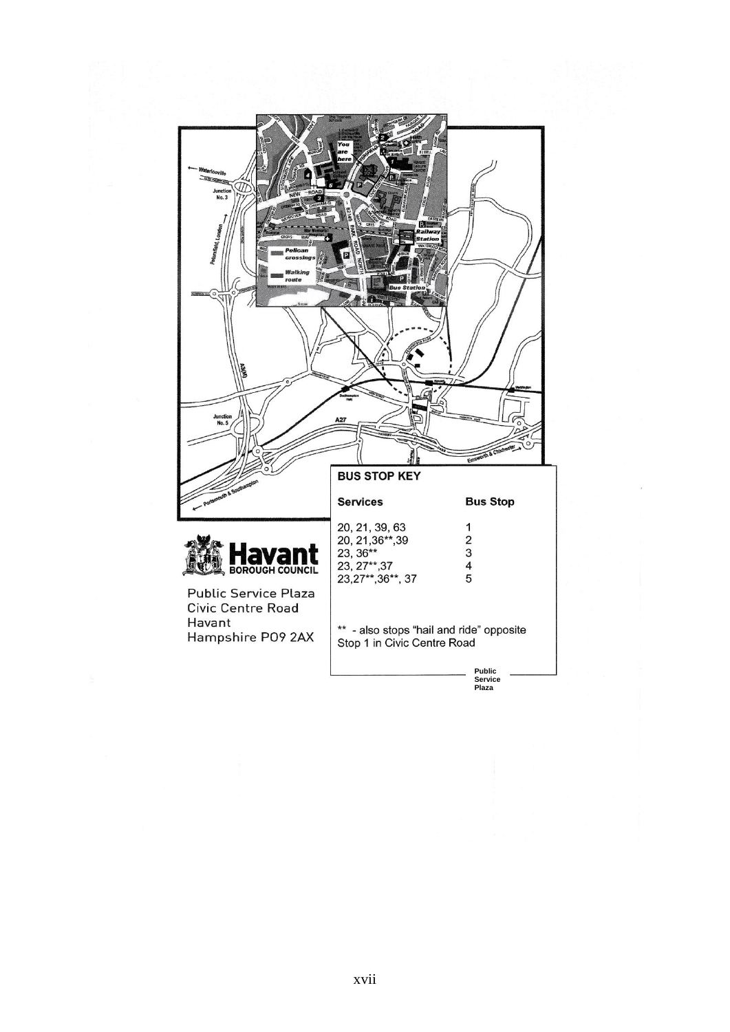**BUS STOP KEY**

| Services | Bus Stop |
|---|---|
| 20, 21, 39, 63 | 1 |
| 20, 21,36**,39 | 2 |
| 23, 36** | 3 |
| 23, 27**,37 | 4 |
| 23,27**,36**, 37 | 5 |

** - also stops "hail and ride" opposite Stop 1 in Civic Centre Road

Public Service Plaza

**Havant**
BOROUGH COUNCIL

Public Service Plaza
Civic Centre Road
Havant
Hampshire PO9 2AX